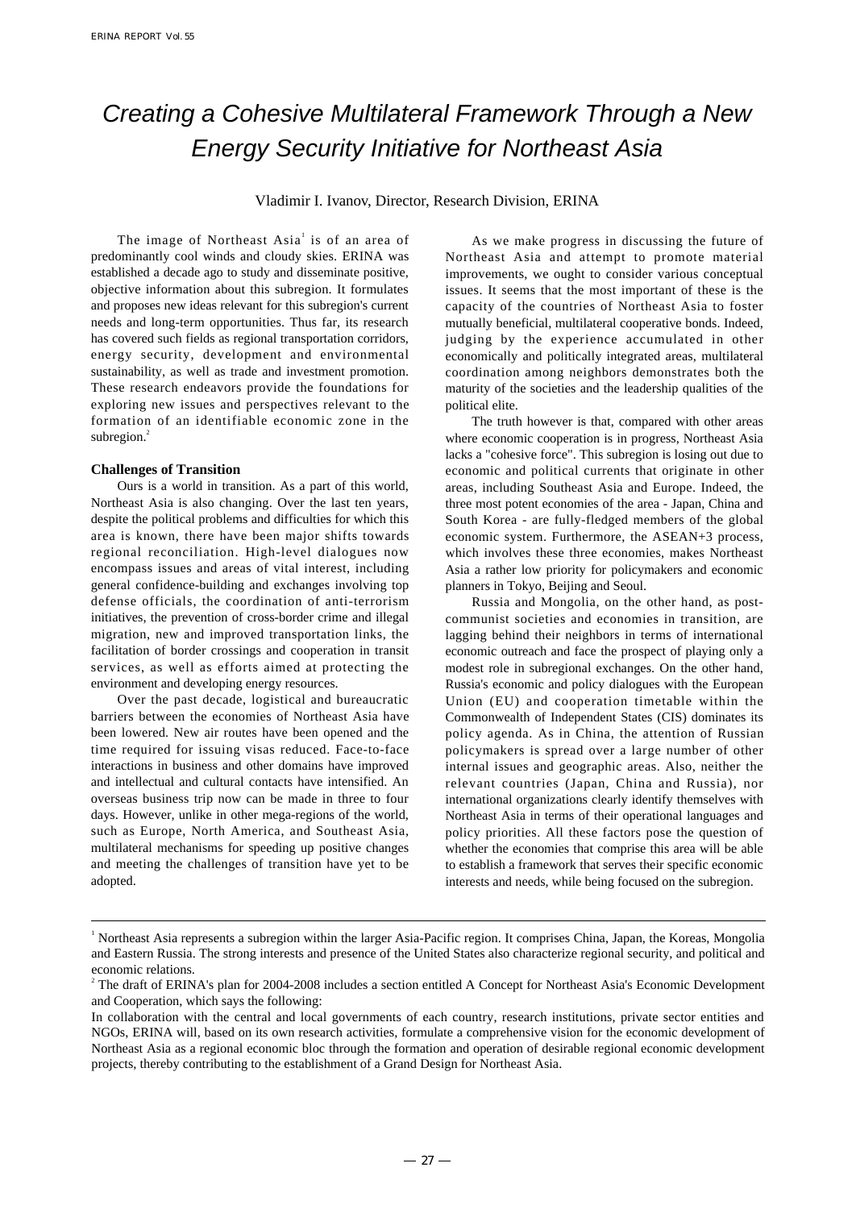# Creating a Cohesive Multilateral Framework Through a New Energy Security Initiative for Northeast Asia

Vladimir I. Ivanov, Director, Research Division, ERINA

The image of Northeast Asia[1] is of an area of predominantly cool winds and cloudy skies. ERINA was established a decade ago to study and disseminate positive, objective information about this subregion. It formulates and proposes new ideas relevant for this subregion's current needs and long-term opportunities. Thus far, its research has covered such fields as regional transportation corridors, energy security, development and environmental sustainability, as well as trade and investment promotion. These research endeavors provide the foundations for exploring new issues and perspectives relevant to the formation of an identifiable economic zone in the subregion.[2]

**Challenges of Transition**

Ours is a world in transition. As a part of this world, Northeast Asia is also changing. Over the last ten years, despite the political problems and difficulties for which this area is known, there have been major shifts towards regional reconciliation. High-level dialogues now encompass issues and areas of vital interest, including general confidence-building and exchanges involving top defense officials, the coordination of anti-terrorism initiatives, the prevention of cross-border crime and illegal migration, new and improved transportation links, the facilitation of border crossings and cooperation in transit services, as well as efforts aimed at protecting the environment and developing energy resources.

Over the past decade, logistical and bureaucratic barriers between the economies of Northeast Asia have been lowered. New air routes have been opened and the time required for issuing visas reduced. Face-to-face interactions in business and other domains have improved and intellectual and cultural contacts have intensified. An overseas business trip now can be made in three to four days. However, unlike in other mega-regions of the world, such as Europe, North America, and Southeast Asia, multilateral mechanisms for speeding up positive changes and meeting the challenges of transition have yet to be adopted.

As we make progress in discussing the future of Northeast Asia and attempt to promote material improvements, we ought to consider various conceptual issues. It seems that the most important of these is the capacity of the countries of Northeast Asia to foster mutually beneficial, multilateral cooperative bonds. Indeed, judging by the experience accumulated in other economically and politically integrated areas, multilateral coordination among neighbors demonstrates both the maturity of the societies and the leadership qualities of the political elite.

The truth however is that, compared with other areas where economic cooperation is in progress, Northeast Asia lacks a "cohesive force". This subregion is losing out due to economic and political currents that originate in other areas, including Southeast Asia and Europe. Indeed, the three most potent economies of the area - Japan, China and South Korea - are fully-fledged members of the global economic system. Furthermore, the ASEAN+3 process, which involves these three economies, makes Northeast Asia a rather low priority for policymakers and economic planners in Tokyo, Beijing and Seoul.

Russia and Mongolia, on the other hand, as post-communist societies and economies in transition, are lagging behind their neighbors in terms of international economic outreach and face the prospect of playing only a modest role in subregional exchanges. On the other hand, Russia's economic and policy dialogues with the European Union (EU) and cooperation timetable within the Commonwealth of Independent States (CIS) dominates its policy agenda. As in China, the attention of Russian policymakers is spread over a large number of other internal issues and geographic areas. Also, neither the relevant countries (Japan, China and Russia), nor international organizations clearly identify themselves with Northeast Asia in terms of their operational languages and policy priorities. All these factors pose the question of whether the economies that comprise this area will be able to establish a framework that serves their specific economic interests and needs, while being focused on the subregion.

---

[1] Northeast Asia represents a subregion within the larger Asia-Pacific region. It comprises China, Japan, the Koreas, Mongolia and Eastern Russia. The strong interests and presence of the United States also characterize regional security, and political and economic relations.

[2] The draft of ERINA's plan for 2004-2008 includes a section entitled A Concept for Northeast Asia's Economic Development and Cooperation, which says the following:

In collaboration with the central and local governments of each country, research institutions, private sector entities and NGOs, ERINA will, based on its own research activities, formulate a comprehensive vision for the economic development of Northeast Asia as a regional economic bloc through the formation and operation of desirable regional economic development projects, thereby contributing to the establishment of a Grand Design for Northeast Asia.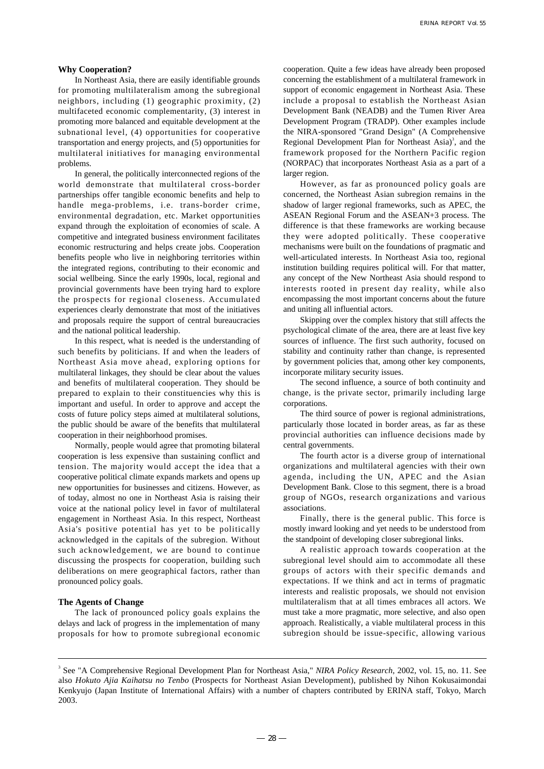### Why Cooperation?

In Northeast Asia, there are easily identifiable grounds for promoting multilateralism among the subregional neighbors, including (1) geographic proximity, (2) multifaceted economic complementarity, (3) interest in promoting more balanced and equitable development at the subnational level, (4) opportunities for cooperative transportation and energy projects, and (5) opportunities for multilateral initiatives for managing environmental problems.

In general, the politically interconnected regions of the world demonstrate that multilateral cross-border partnerships offer tangible economic benefits and help to handle mega-problems, i.e. trans-border crime, environmental degradation, etc. Market opportunities expand through the exploitation of economies of scale. A competitive and integrated business environment facilitates economic restructuring and helps create jobs. Cooperation benefits people who live in neighboring territories within the integrated regions, contributing to their economic and social wellbeing. Since the early 1990s, local, regional and provincial governments have been trying hard to explore the prospects for regional closeness. Accumulated experiences clearly demonstrate that most of the initiatives and proposals require the support of central bureaucracies and the national political leadership.

In this respect, what is needed is the understanding of such benefits by politicians. If and when the leaders of Northeast Asia move ahead, exploring options for multilateral linkages, they should be clear about the values and benefits of multilateral cooperation. They should be prepared to explain to their constituencies why this is important and useful. In order to approve and accept the costs of future policy steps aimed at multilateral solutions, the public should be aware of the benefits that multilateral cooperation in their neighborhood promises.

Normally, people would agree that promoting bilateral cooperation is less expensive than sustaining conflict and tension. The majority would accept the idea that a cooperative political climate expands markets and opens up new opportunities for businesses and citizens. However, as of today, almost no one in Northeast Asia is raising their voice at the national policy level in favor of multilateral engagement in Northeast Asia. In this respect, Northeast Asia's positive potential has yet to be politically acknowledged in the capitals of the subregion. Without such acknowledgement, we are bound to continue discussing the prospects for cooperation, building such deliberations on mere geographical factors, rather than pronounced policy goals.

### The Agents of Change

The lack of pronounced policy goals explains the delays and lack of progress in the implementation of many proposals for how to promote subregional economic cooperation. Quite a few ideas have already been proposed concerning the establishment of a multilateral framework in support of economic engagement in Northeast Asia. These include a proposal to establish the Northeast Asian Development Bank (NEADB) and the Tumen River Area Development Program (TRADP). Other examples include the NIRA-sponsored "Grand Design" (A Comprehensive Regional Development Plan for Northeast Asia)[3], and the framework proposed for the Northern Pacific region (NORPAC) that incorporates Northeast Asia as a part of a larger region.

However, as far as pronounced policy goals are concerned, the Northeast Asian subregion remains in the shadow of larger regional frameworks, such as APEC, the ASEAN Regional Forum and the ASEAN+3 process. The difference is that these frameworks are working because they were adopted politically. These cooperative mechanisms were built on the foundations of pragmatic and well-articulated interests. In Northeast Asia too, regional institution building requires political will. For that matter, any concept of the New Northeast Asia should respond to interests rooted in present day reality, while also encompassing the most important concerns about the future and uniting all influential actors.

Skipping over the complex history that still affects the psychological climate of the area, there are at least five key sources of influence. The first such authority, focused on stability and continuity rather than change, is represented by government policies that, among other key components, incorporate military security issues.

The second influence, a source of both continuity and change, is the private sector, primarily including large corporations.

The third source of power is regional administrations, particularly those located in border areas, as far as these provincial authorities can influence decisions made by central governments.

The fourth actor is a diverse group of international organizations and multilateral agencies with their own agenda, including the UN, APEC and the Asian Development Bank. Close to this segment, there is a broad group of NGOs, research organizations and various associations.

Finally, there is the general public. This force is mostly inward looking and yet needs to be understood from the standpoint of developing closer subregional links.

A realistic approach towards cooperation at the subregional level should aim to accommodate all these groups of actors with their specific demands and expectations. If we think and act in terms of pragmatic interests and realistic proposals, we should not envision multilateralism that at all times embraces all actors. We must take a more pragmatic, more selective, and also open approach. Realistically, a viable multilateral process in this subregion should be issue-specific, allowing various

---

[3] See "A Comprehensive Regional Development Plan for Northeast Asia," *NIRA Policy Research*, 2002, vol. 15, no. 11. See also *Hokuto Ajia Kaihatsu no Tenbo* (Prospects for Northeast Asian Development), published by Nihon Kokusaimondai Kenkyujo (Japan Institute of International Affairs) with a number of chapters contributed by ERINA staff, Tokyo, March 2003.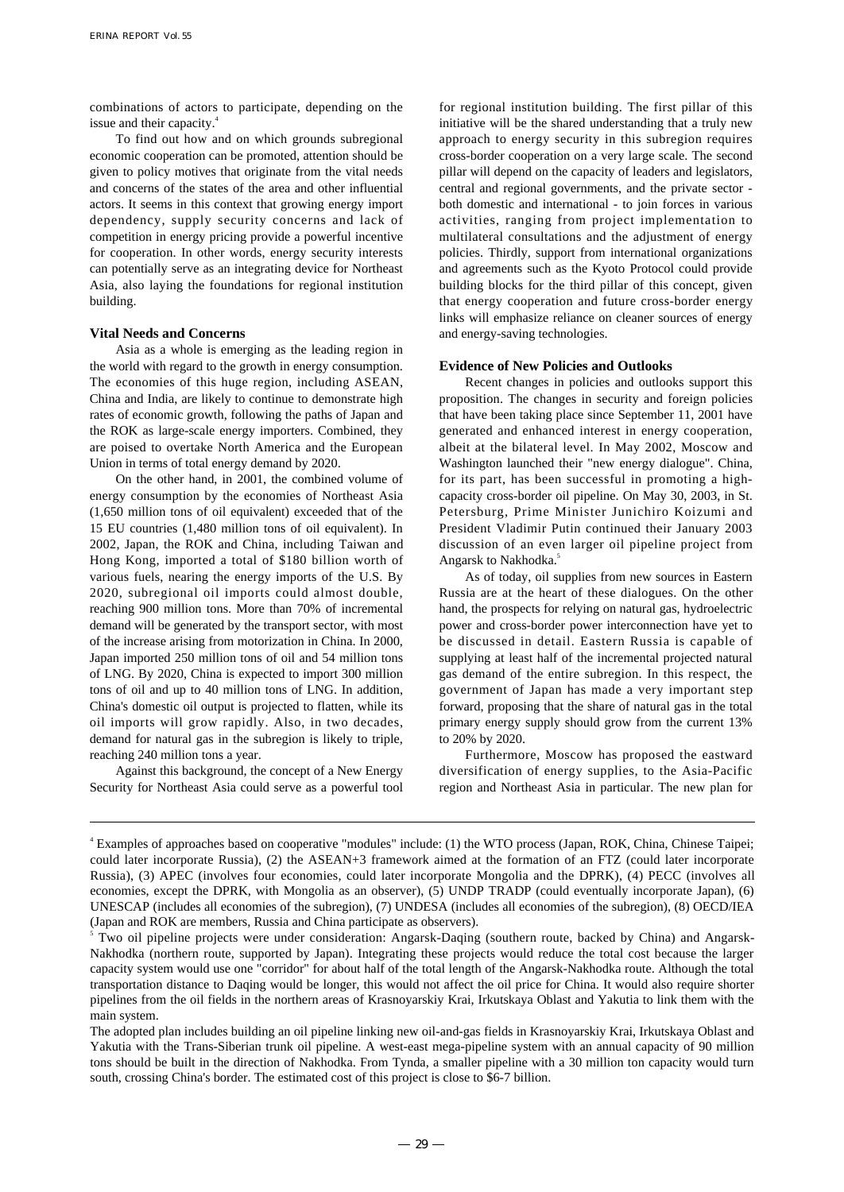combinations of actors to participate, depending on the issue and their capacity.[4]

To find out how and on which grounds subregional economic cooperation can be promoted, attention should be given to policy motives that originate from the vital needs and concerns of the states of the area and other influential actors. It seems in this context that growing energy import dependency, supply security concerns and lack of competition in energy pricing provide a powerful incentive for cooperation. In other words, energy security interests can potentially serve as an integrating device for Northeast Asia, also laying the foundations for regional institution building.

### Vital Needs and Concerns

Asia as a whole is emerging as the leading region in the world with regard to the growth in energy consumption. The economies of this huge region, including ASEAN, China and India, are likely to continue to demonstrate high rates of economic growth, following the paths of Japan and the ROK as large-scale energy importers. Combined, they are poised to overtake North America and the European Union in terms of total energy demand by 2020.

On the other hand, in 2001, the combined volume of energy consumption by the economies of Northeast Asia (1,650 million tons of oil equivalent) exceeded that of the 15 EU countries (1,480 million tons of oil equivalent). In 2002, Japan, the ROK and China, including Taiwan and Hong Kong, imported a total of $180 billion worth of various fuels, nearing the energy imports of the U.S. By 2020, subregional oil imports could almost double, reaching 900 million tons. More than 70% of incremental demand will be generated by the transport sector, with most of the increase arising from motorization in China. In 2000, Japan imported 250 million tons of oil and 54 million tons of LNG. By 2020, China is expected to import 300 million tons of oil and up to 40 million tons of LNG. In addition, China's domestic oil output is projected to flatten, while its oil imports will grow rapidly. Also, in two decades, demand for natural gas in the subregion is likely to triple, reaching 240 million tons a year.

Against this background, the concept of a New Energy Security for Northeast Asia could serve as a powerful tool for regional institution building. The first pillar of this initiative will be the shared understanding that a truly new approach to energy security in this subregion requires cross-border cooperation on a very large scale. The second pillar will depend on the capacity of leaders and legislators, central and regional governments, and the private sector - both domestic and international - to join forces in various activities, ranging from project implementation to multilateral consultations and the adjustment of energy policies. Thirdly, support from international organizations and agreements such as the Kyoto Protocol could provide building blocks for the third pillar of this concept, given that energy cooperation and future cross-border energy links will emphasize reliance on cleaner sources of energy and energy-saving technologies.

### Evidence of New Policies and Outlooks

Recent changes in policies and outlooks support this proposition. The changes in security and foreign policies that have been taking place since September 11, 2001 have generated and enhanced interest in energy cooperation, albeit at the bilateral level. In May 2002, Moscow and Washington launched their "new energy dialogue". China, for its part, has been successful in promoting a high-capacity cross-border oil pipeline. On May 30, 2003, in St. Petersburg, Prime Minister Junichiro Koizumi and President Vladimir Putin continued their January 2003 discussion of an even larger oil pipeline project from Angarsk to Nakhodka.[5]

As of today, oil supplies from new sources in Eastern Russia are at the heart of these dialogues. On the other hand, the prospects for relying on natural gas, hydroelectric power and cross-border power interconnection have yet to be discussed in detail. Eastern Russia is capable of supplying at least half of the incremental projected natural gas demand of the entire subregion. In this respect, the government of Japan has made a very important step forward, proposing that the share of natural gas in the total primary energy supply should grow from the current 13% to 20% by 2020.

Furthermore, Moscow has proposed the eastward diversification of energy supplies, to the Asia-Pacific region and Northeast Asia in particular. The new plan for

---

[4] Examples of approaches based on cooperative "modules" include: (1) the WTO process (Japan, ROK, China, Chinese Taipei; could later incorporate Russia), (2) the ASEAN+3 framework aimed at the formation of an FTZ (could later incorporate Russia), (3) APEC (involves four economies, could later incorporate Mongolia and the DPRK), (4) PECC (involves all economies, except the DPRK, with Mongolia as an observer), (5) UNDP TRADP (could eventually incorporate Japan), (6) UNESCAP (includes all economies of the subregion), (7) UNDESA (includes all economies of the subregion), (8) OECD/IEA (Japan and ROK are members, Russia and China participate as observers).

[5] Two oil pipeline projects were under consideration: Angarsk-Daqing (southern route, backed by China) and Angarsk-Nakhodka (northern route, supported by Japan). Integrating these projects would reduce the total cost because the larger capacity system would use one "corridor" for about half of the total length of the Angarsk-Nakhodka route. Although the total transportation distance to Daqing would be longer, this would not affect the oil price for China. It would also require shorter pipelines from the oil fields in the northern areas of Krasnoyarskiy Krai, Irkutskaya Oblast and Yakutia to link them with the main system.

The adopted plan includes building an oil pipeline linking new oil-and-gas fields in Krasnoyarskiy Krai, Irkutskaya Oblast and Yakutia with the Trans-Siberian trunk oil pipeline. A west-east mega-pipeline system with an annual capacity of 90 million tons should be built in the direction of Nakhodka. From Tynda, a smaller pipeline with a 30 million ton capacity would turn south, crossing China's border. The estimated cost of this project is close to $6-7 billion.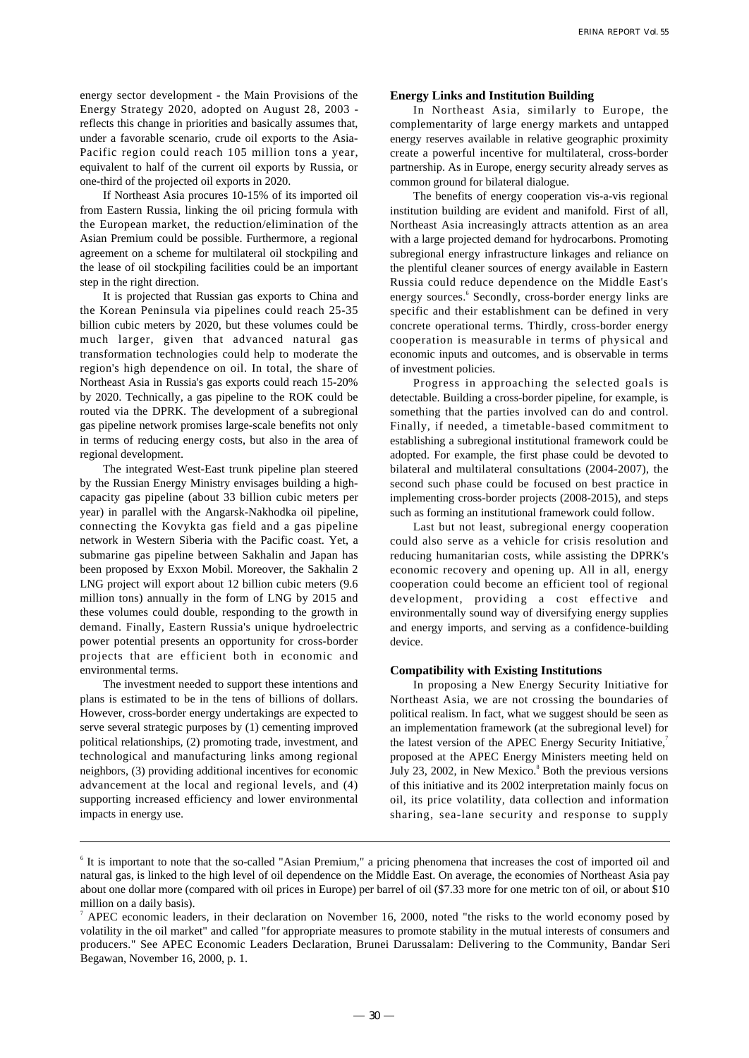energy sector development - the Main Provisions of the Energy Strategy 2020, adopted on August 28, 2003 - reflects this change in priorities and basically assumes that, under a favorable scenario, crude oil exports to the Asia-Pacific region could reach 105 million tons a year, equivalent to half of the current oil exports by Russia, or one-third of the projected oil exports in 2020.

If Northeast Asia procures 10-15% of its imported oil from Eastern Russia, linking the oil pricing formula with the European market, the reduction/elimination of the Asian Premium could be possible. Furthermore, a regional agreement on a scheme for multilateral oil stockpiling and the lease of oil stockpiling facilities could be an important step in the right direction.

It is projected that Russian gas exports to China and the Korean Peninsula via pipelines could reach 25-35 billion cubic meters by 2020, but these volumes could be much larger, given that advanced natural gas transformation technologies could help to moderate the region's high dependence on oil. In total, the share of Northeast Asia in Russia's gas exports could reach 15-20% by 2020. Technically, a gas pipeline to the ROK could be routed via the DPRK. The development of a subregional gas pipeline network promises large-scale benefits not only in terms of reducing energy costs, but also in the area of regional development.

The integrated West-East trunk pipeline plan steered by the Russian Energy Ministry envisages building a high-capacity gas pipeline (about 33 billion cubic meters per year) in parallel with the Angarsk-Nakhodka oil pipeline, connecting the Kovykta gas field and a gas pipeline network in Western Siberia with the Pacific coast. Yet, a submarine gas pipeline between Sakhalin and Japan has been proposed by Exxon Mobil. Moreover, the Sakhalin 2 LNG project will export about 12 billion cubic meters (9.6 million tons) annually in the form of LNG by 2015 and these volumes could double, responding to the growth in demand. Finally, Eastern Russia's unique hydroelectric power potential presents an opportunity for cross-border projects that are efficient both in economic and environmental terms.

The investment needed to support these intentions and plans is estimated to be in the tens of billions of dollars. However, cross-border energy undertakings are expected to serve several strategic purposes by (1) cementing improved political relationships, (2) promoting trade, investment, and technological and manufacturing links among regional neighbors, (3) providing additional incentives for economic advancement at the local and regional levels, and (4) supporting increased efficiency and lower environmental impacts in energy use.

### Energy Links and Institution Building

In Northeast Asia, similarly to Europe, the complementarity of large energy markets and untapped energy reserves available in relative geographic proximity create a powerful incentive for multilateral, cross-border partnership. As in Europe, energy security already serves as common ground for bilateral dialogue.

The benefits of energy cooperation vis-a-vis regional institution building are evident and manifold. First of all, Northeast Asia increasingly attracts attention as an area with a large projected demand for hydrocarbons. Promoting subregional energy infrastructure linkages and reliance on the plentiful cleaner sources of energy available in Eastern Russia could reduce dependence on the Middle East's energy sources.[6] Secondly, cross-border energy links are specific and their establishment can be defined in very concrete operational terms. Thirdly, cross-border energy cooperation is measurable in terms of physical and economic inputs and outcomes, and is observable in terms of investment policies.

Progress in approaching the selected goals is detectable. Building a cross-border pipeline, for example, is something that the parties involved can do and control. Finally, if needed, a timetable-based commitment to establishing a subregional institutional framework could be adopted. For example, the first phase could be devoted to bilateral and multilateral consultations (2004-2007), the second such phase could be focused on best practice in implementing cross-border projects (2008-2015), and steps such as forming an institutional framework could follow.

Last but not least, subregional energy cooperation could also serve as a vehicle for crisis resolution and reducing humanitarian costs, while assisting the DPRK's economic recovery and opening up. All in all, energy cooperation could become an efficient tool of regional development, providing a cost effective and environmentally sound way of diversifying energy supplies and energy imports, and serving as a confidence-building device.

### Compatibility with Existing Institutions

In proposing a New Energy Security Initiative for Northeast Asia, we are not crossing the boundaries of political realism. In fact, what we suggest should be seen as an implementation framework (at the subregional level) for the latest version of the APEC Energy Security Initiative,[7] proposed at the APEC Energy Ministers meeting held on July 23, 2002, in New Mexico.[8] Both the previous versions of this initiative and its 2002 interpretation mainly focus on oil, its price volatility, data collection and information sharing, sea-lane security and response to supply

---

[6] It is important to note that the so-called "Asian Premium," a pricing phenomena that increases the cost of imported oil and natural gas, is linked to the high level of oil dependence on the Middle East. On average, the economies of Northeast Asia pay about one dollar more (compared with oil prices in Europe) per barrel of oil ($7.33 more for one metric ton of oil, or about $10 million on a daily basis).

[7] APEC economic leaders, in their declaration on November 16, 2000, noted "the risks to the world economy posed by volatility in the oil market" and called "for appropriate measures to promote stability in the mutual interests of consumers and producers." See APEC Economic Leaders Declaration, Brunei Darussalam: Delivering to the Community, Bandar Seri Begawan, November 16, 2000, p. 1.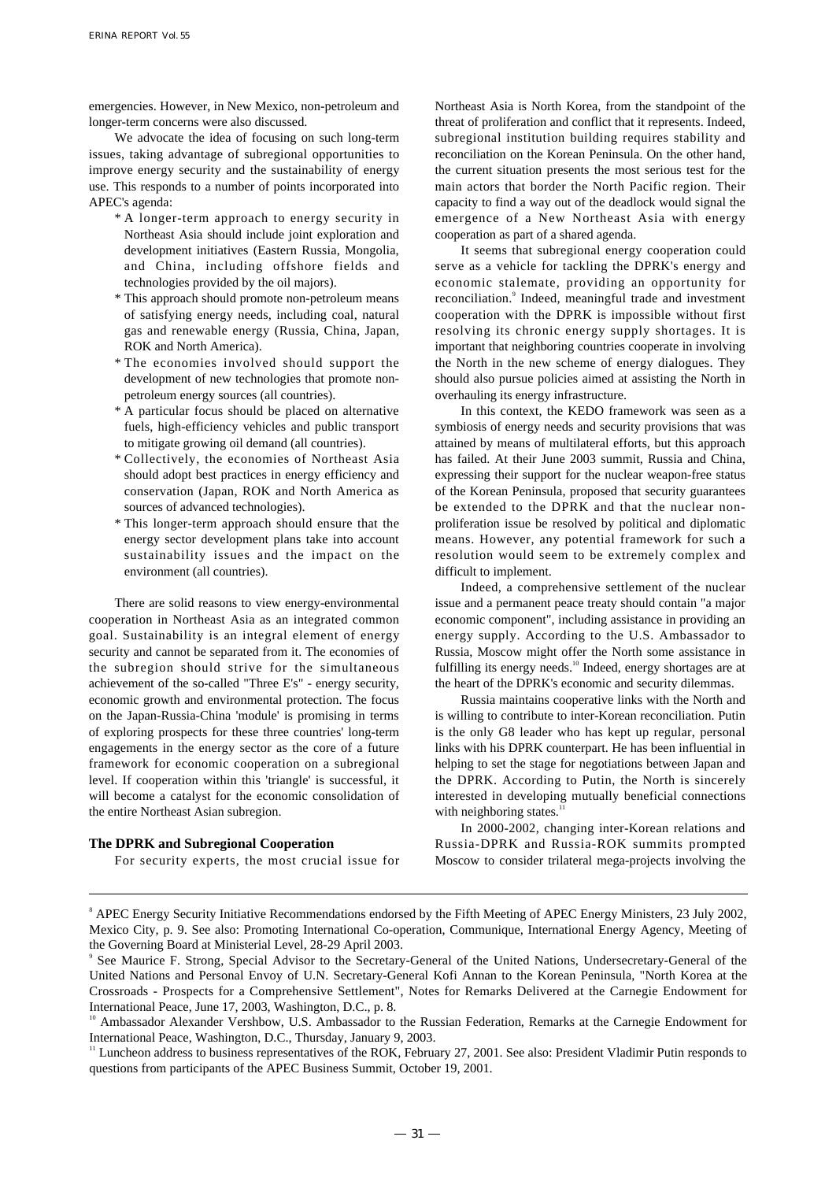emergencies. However, in New Mexico, non-petroleum and longer-term concerns were also discussed.

We advocate the idea of focusing on such long-term issues, taking advantage of subregional opportunities to improve energy security and the sustainability of energy use. This responds to a number of points incorporated into APEC's agenda:

* A longer-term approach to energy security in Northeast Asia should include joint exploration and development initiatives (Eastern Russia, Mongolia, and China, including offshore fields and technologies provided by the oil majors).
* This approach should promote non-petroleum means of satisfying energy needs, including coal, natural gas and renewable energy (Russia, China, Japan, ROK and North America).
* The economies involved should support the development of new technologies that promote non-petroleum energy sources (all countries).
* A particular focus should be placed on alternative fuels, high-efficiency vehicles and public transport to mitigate growing oil demand (all countries).
* Collectively, the economies of Northeast Asia should adopt best practices in energy efficiency and conservation (Japan, ROK and North America as sources of advanced technologies).
* This longer-term approach should ensure that the energy sector development plans take into account sustainability issues and the impact on the environment (all countries).

There are solid reasons to view energy-environmental cooperation in Northeast Asia as an integrated common goal. Sustainability is an integral element of energy security and cannot be separated from it. The economies of the subregion should strive for the simultaneous achievement of the so-called "Three E's" - energy security, economic growth and environmental protection. The focus on the Japan-Russia-China 'module' is promising in terms of exploring prospects for these three countries' long-term engagements in the energy sector as the core of a future framework for economic cooperation on a subregional level. If cooperation within this 'triangle' is successful, it will become a catalyst for the economic consolidation of the entire Northeast Asian subregion.

## The DPRK and Subregional Cooperation

For security experts, the most crucial issue for Northeast Asia is North Korea, from the standpoint of the threat of proliferation and conflict that it represents. Indeed, subregional institution building requires stability and reconciliation on the Korean Peninsula. On the other hand, the current situation presents the most serious test for the main actors that border the North Pacific region. Their capacity to find a way out of the deadlock would signal the emergence of a New Northeast Asia with energy cooperation as part of a shared agenda.

It seems that subregional energy cooperation could serve as a vehicle for tackling the DPRK's energy and economic stalemate, providing an opportunity for reconciliation.[9] Indeed, meaningful trade and investment cooperation with the DPRK is impossible without first resolving its chronic energy supply shortages. It is important that neighboring countries cooperate in involving the North in the new scheme of energy dialogues. They should also pursue policies aimed at assisting the North in overhauling its energy infrastructure.

In this context, the KEDO framework was seen as a symbiosis of energy needs and security provisions that was attained by means of multilateral efforts, but this approach has failed. At their June 2003 summit, Russia and China, expressing their support for the nuclear weapon-free status of the Korean Peninsula, proposed that security guarantees be extended to the DPRK and that the nuclear non-proliferation issue be resolved by political and diplomatic means. However, any potential framework for such a resolution would seem to be extremely complex and difficult to implement.

Indeed, a comprehensive settlement of the nuclear issue and a permanent peace treaty should contain "a major economic component", including assistance in providing an energy supply. According to the U.S. Ambassador to Russia, Moscow might offer the North some assistance in fulfilling its energy needs.[10] Indeed, energy shortages are at the heart of the DPRK's economic and security dilemmas.

Russia maintains cooperative links with the North and is willing to contribute to inter-Korean reconciliation. Putin is the only G8 leader who has kept up regular, personal links with his DPRK counterpart. He has been influential in helping to set the stage for negotiations between Japan and the DPRK. According to Putin, the North is sincerely interested in developing mutually beneficial connections with neighboring states.[11]

In 2000-2002, changing inter-Korean relations and Russia-DPRK and Russia-ROK summits prompted Moscow to consider trilateral mega-projects involving the

---

[8] APEC Energy Security Initiative Recommendations endorsed by the Fifth Meeting of APEC Energy Ministers, 23 July 2002, Mexico City, p. 9. See also: Promoting International Co-operation, Communique, International Energy Agency, Meeting of the Governing Board at Ministerial Level, 28-29 April 2003.

[9] See Maurice F. Strong, Special Advisor to the Secretary-General of the United Nations, Undersecretary-General of the United Nations and Personal Envoy of U.N. Secretary-General Kofi Annan to the Korean Peninsula, "North Korea at the Crossroads - Prospects for a Comprehensive Settlement", Notes for Remarks Delivered at the Carnegie Endowment for International Peace, June 17, 2003, Washington, D.C., p. 8.

[10] Ambassador Alexander Vershbow, U.S. Ambassador to the Russian Federation, Remarks at the Carnegie Endowment for International Peace, Washington, D.C., Thursday, January 9, 2003.

[11] Luncheon address to business representatives of the ROK, February 27, 2001. See also: President Vladimir Putin responds to questions from participants of the APEC Business Summit, October 19, 2001.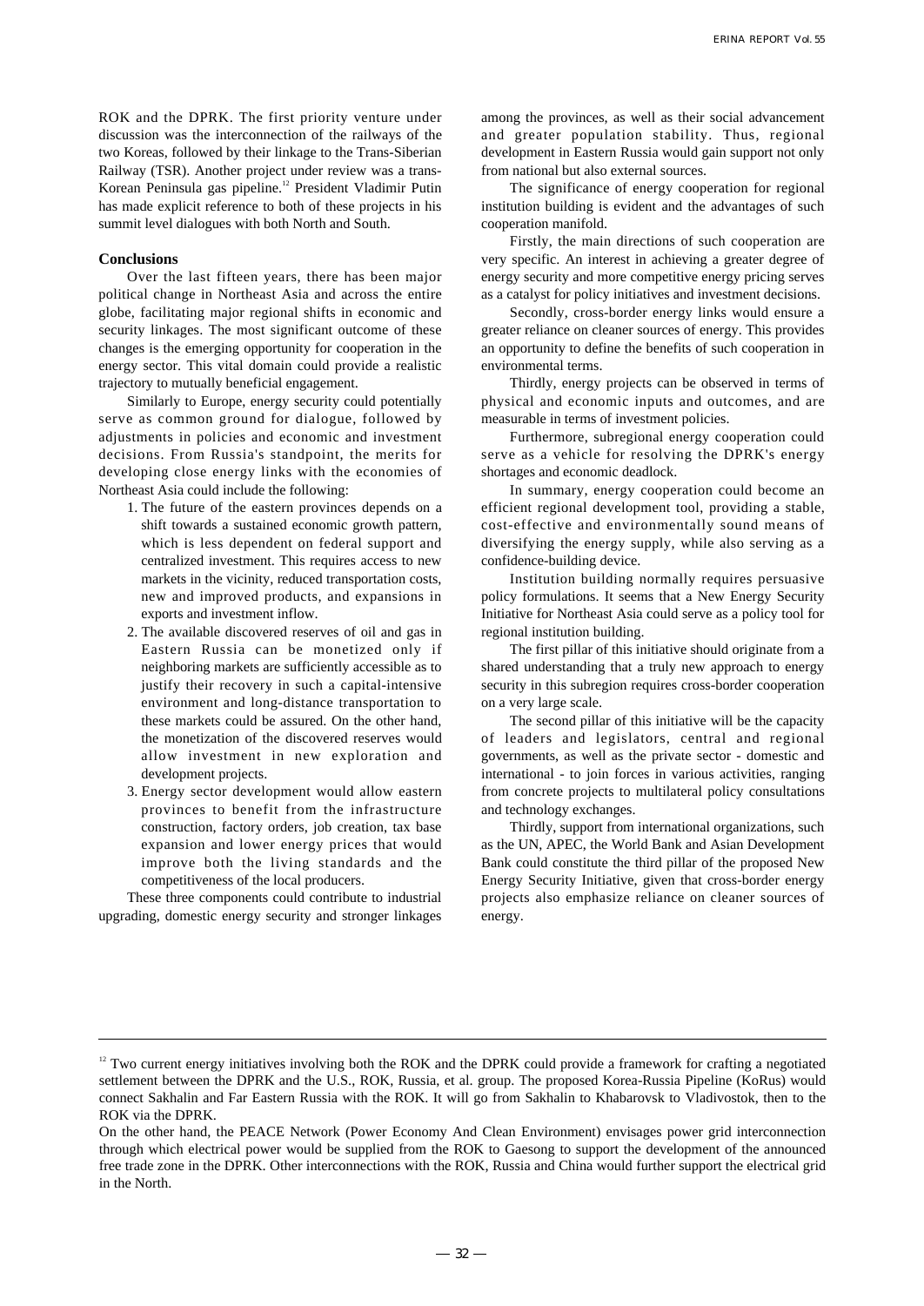ROK and the DPRK. The first priority venture under discussion was the interconnection of the railways of the two Koreas, followed by their linkage to the Trans-Siberian Railway (TSR). Another project under review was a trans-Korean Peninsula gas pipeline.[12] President Vladimir Putin has made explicit reference to both of these projects in his summit level dialogues with both North and South.

**Conclusions**

Over the last fifteen years, there has been major political change in Northeast Asia and across the entire globe, facilitating major regional shifts in economic and security linkages. The most significant outcome of these changes is the emerging opportunity for cooperation in the energy sector. This vital domain could provide a realistic trajectory to mutually beneficial engagement.

Similarly to Europe, energy security could potentially serve as common ground for dialogue, followed by adjustments in policies and economic and investment decisions. From Russia's standpoint, the merits for developing close energy links with the economies of Northeast Asia could include the following:

1. The future of the eastern provinces depends on a shift towards a sustained economic growth pattern, which is less dependent on federal support and centralized investment. This requires access to new markets in the vicinity, reduced transportation costs, new and improved products, and expansions in exports and investment inflow.
2. The available discovered reserves of oil and gas in Eastern Russia can be monetized only if neighboring markets are sufficiently accessible as to justify their recovery in such a capital-intensive environment and long-distance transportation to these markets could be assured. On the other hand, the monetization of the discovered reserves would allow investment in new exploration and development projects.
3. Energy sector development would allow eastern provinces to benefit from the infrastructure construction, factory orders, job creation, tax base expansion and lower energy prices that would improve both the living standards and the competitiveness of the local producers.

These three components could contribute to industrial upgrading, domestic energy security and stronger linkages among the provinces, as well as their social advancement and greater population stability. Thus, regional development in Eastern Russia would gain support not only from national but also external sources.

The significance of energy cooperation for regional institution building is evident and the advantages of such cooperation manifold.

Firstly, the main directions of such cooperation are very specific. An interest in achieving a greater degree of energy security and more competitive energy pricing serves as a catalyst for policy initiatives and investment decisions.

Secondly, cross-border energy links would ensure a greater reliance on cleaner sources of energy. This provides an opportunity to define the benefits of such cooperation in environmental terms.

Thirdly, energy projects can be observed in terms of physical and economic inputs and outcomes, and are measurable in terms of investment policies.

Furthermore, subregional energy cooperation could serve as a vehicle for resolving the DPRK's energy shortages and economic deadlock.

In summary, energy cooperation could become an efficient regional development tool, providing a stable, cost-effective and environmentally sound means of diversifying the energy supply, while also serving as a confidence-building device.

Institution building normally requires persuasive policy formulations. It seems that a New Energy Security Initiative for Northeast Asia could serve as a policy tool for regional institution building.

The first pillar of this initiative should originate from a shared understanding that a truly new approach to energy security in this subregion requires cross-border cooperation on a very large scale.

The second pillar of this initiative will be the capacity of leaders and legislators, central and regional governments, as well as the private sector - domestic and international - to join forces in various activities, ranging from concrete projects to multilateral policy consultations and technology exchanges.

Thirdly, support from international organizations, such as the UN, APEC, the World Bank and Asian Development Bank could constitute the third pillar of the proposed New Energy Security Initiative, given that cross-border energy projects also emphasize reliance on cleaner sources of energy.

---

[12] Two current energy initiatives involving both the ROK and the DPRK could provide a framework for crafting a negotiated settlement between the DPRK and the U.S., ROK, Russia, et al. group. The proposed Korea-Russia Pipeline (KoRus) would connect Sakhalin and Far Eastern Russia with the ROK. It will go from Sakhalin to Khabarovsk to Vladivostok, then to the ROK via the DPRK.

On the other hand, the PEACE Network (Power Economy And Clean Environment) envisages power grid interconnection through which electrical power would be supplied from the ROK to Gaesong to support the development of the announced free trade zone in the DPRK. Other interconnections with the ROK, Russia and China would further support the electrical grid in the North.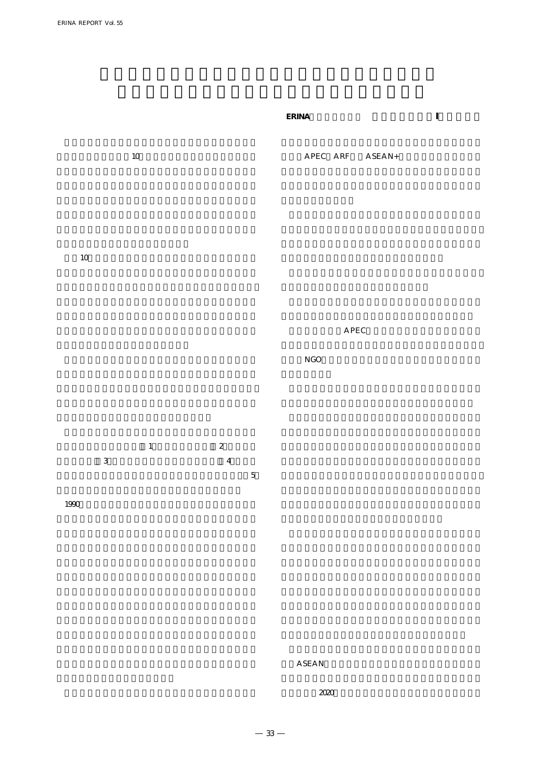ERINA I

10

10

1 2
3 4
5

1990

APEC ARF ASEAN+

APEC

NGO

ASEAN
2020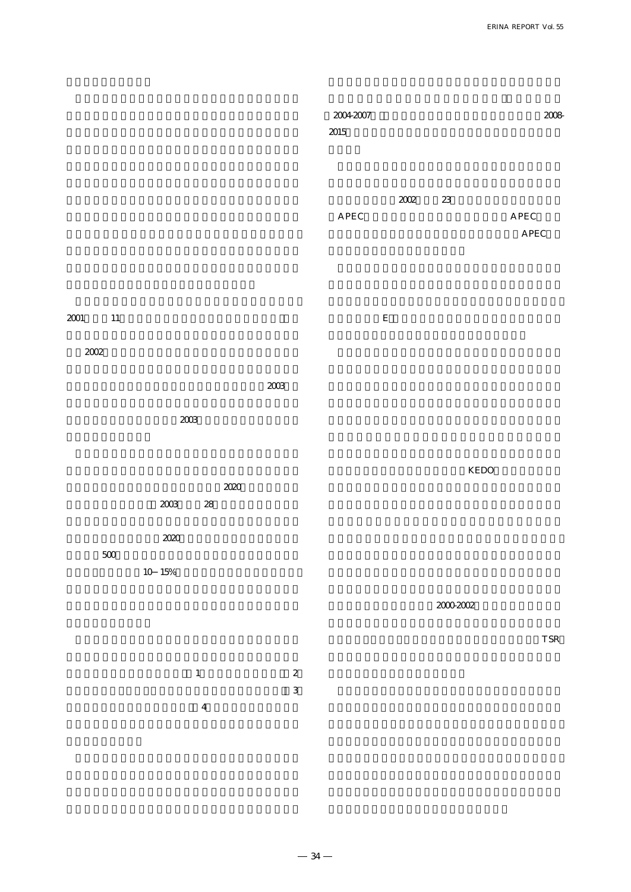2001 11

2002

2003

2003

2020

2003 28

2020

500

10 15%

1 2

3

4

2004-2007 2008-

2015

2002 23

APEC APEC

APEC

E

KEDO

2000-2002

TSR